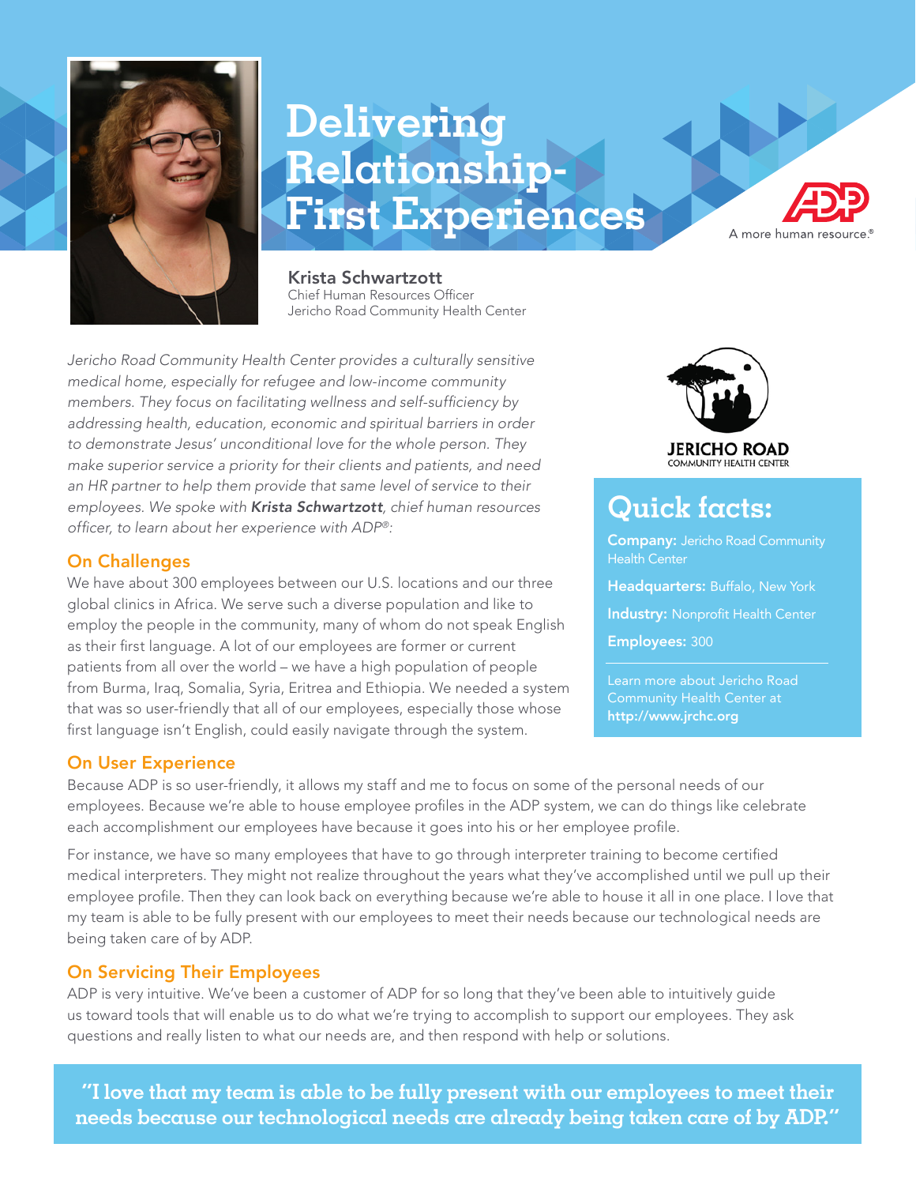# Delivering Relationship-First Experiences

A more human resource.®

**Krista Schwartzott**
Chief Human Resources Officer
Jericho Road Community Health Center

*Jericho Road Community Health Center provides a culturally sensitive medical home, especially for refugee and low-income community members. They focus on facilitating wellness and self-sufficiency by addressing health, education, economic and spiritual barriers in order to demonstrate Jesus' unconditional love for the whole person. They make superior service a priority for their clients and patients, and need an HR partner to help them provide that same level of service to their employees. We spoke with **Krista Schwartzott**, chief human resources officer, to learn about her experience with ADP®:*

## On Challenges

We have about 300 employees between our U.S. locations and our three global clinics in Africa. We serve such a diverse population and like to employ the people in the community, many of whom do not speak English as their first language. A lot of our employees are former or current patients from all over the world – we have a high population of people from Burma, Iraq, Somalia, Syria, Eritrea and Ethiopia. We needed a system that was so user-friendly that all of our employees, especially those whose first language isn't English, could easily navigate through the system.

JERICHO ROAD
COMMUNITY HEALTH CENTER

## Quick facts:

**Company:** Jericho Road Community Health Center

**Headquarters:** Buffalo, New York

**Industry:** Nonprofit Health Center

**Employees:** 300

Learn more about Jericho Road Community Health Center at **http://www.jrchc.org**

## On User Experience

Because ADP is so user-friendly, it allows my staff and me to focus on some of the personal needs of our employees. Because we're able to house employee profiles in the ADP system, we can do things like celebrate each accomplishment our employees have because it goes into his or her employee profile.

For instance, we have so many employees that have to go through interpreter training to become certified medical interpreters. They might not realize throughout the years what they've accomplished until we pull up their employee profile. Then they can look back on everything because we're able to house it all in one place. I love that my team is able to be fully present with our employees to meet their needs because our technological needs are being taken care of by ADP.

## On Servicing Their Employees

ADP is very intuitive. We've been a customer of ADP for so long that they've been able to intuitively guide us toward tools that will enable us to do what we're trying to accomplish to support our employees. They ask questions and really listen to what our needs are, and then respond with help or solutions.

> **"I love that my team is able to be fully present with our employees to meet their needs because our technological needs are already being taken care of by ADP."**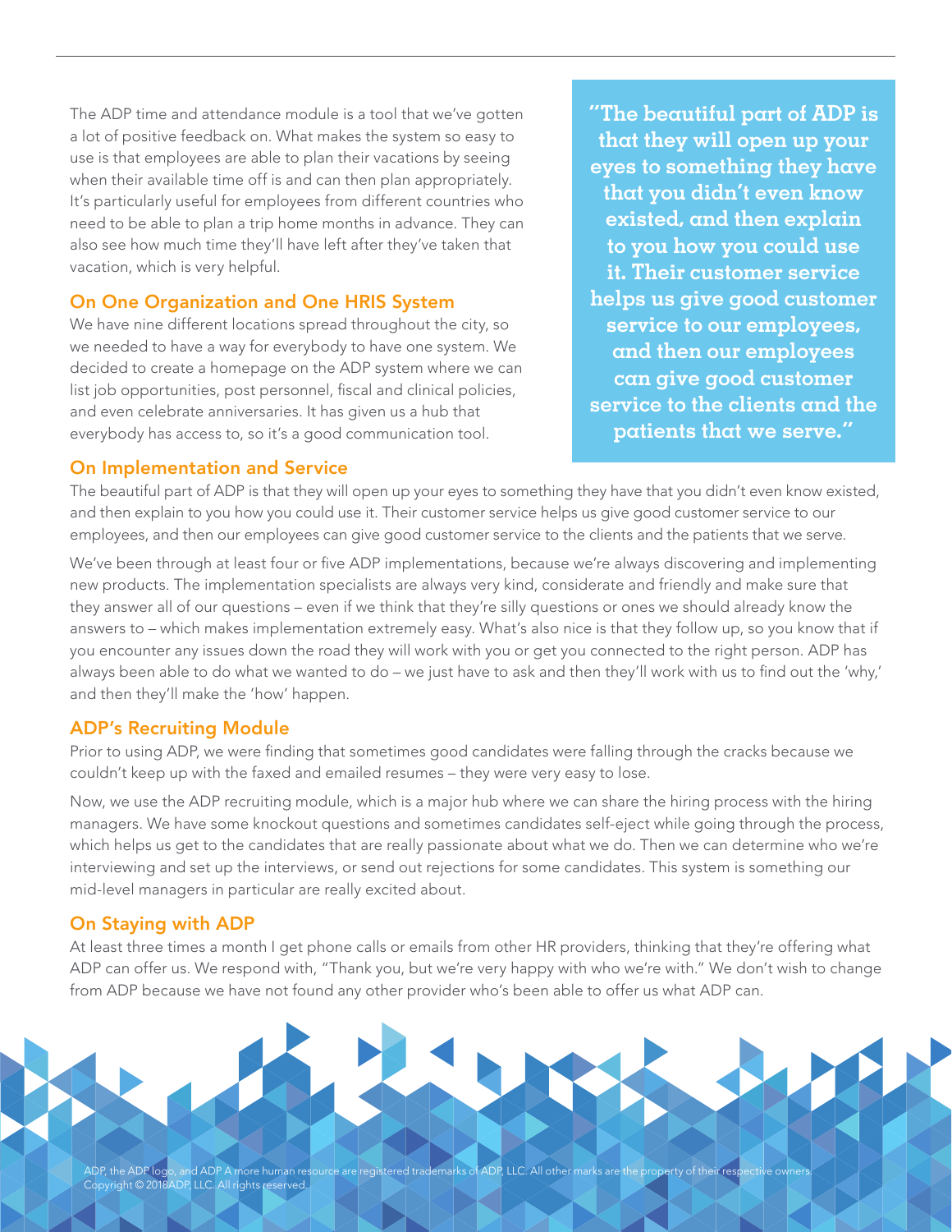The ADP time and attendance module is a tool that we've gotten a lot of positive feedback on. What makes the system so easy to use is that employees are able to plan their vacations by seeing when their available time off is and can then plan appropriately. It's particularly useful for employees from different countries who need to be able to plan a trip home months in advance. They can also see how much time they'll have left after they've taken that vacation, which is very helpful.

## On One Organization and One HRIS System

We have nine different locations spread throughout the city, so we needed to have a way for everybody to have one system. We decided to create a homepage on the ADP system where we can list job opportunities, post personnel, fiscal and clinical policies, and even celebrate anniversaries. It has given us a hub that everybody has access to, so it's a good communication tool.

> **"The beautiful part of ADP is that they will open up your eyes to something they have that you didn't even know existed, and then explain to you how you could use it. Their customer service helps us give good customer service to our employees, and then our employees can give good customer service to the clients and the patients that we serve."**

## On Implementation and Service

The beautiful part of ADP is that they will open up your eyes to something they have that you didn't even know existed, and then explain to you how you could use it. Their customer service helps us give good customer service to our employees, and then our employees can give good customer service to the clients and the patients that we serve.

We've been through at least four or five ADP implementations, because we're always discovering and implementing new products. The implementation specialists are always very kind, considerate and friendly and make sure that they answer all of our questions – even if we think that they're silly questions or ones we should already know the answers to – which makes implementation extremely easy. What's also nice is that they follow up, so you know that if you encounter any issues down the road they will work with you or get you connected to the right person. ADP has always been able to do what we wanted to do – we just have to ask and then they'll work with us to find out the 'why,' and then they'll make the 'how' happen.

## ADP's Recruiting Module

Prior to using ADP, we were finding that sometimes good candidates were falling through the cracks because we couldn't keep up with the faxed and emailed resumes – they were very easy to lose.

Now, we use the ADP recruiting module, which is a major hub where we can share the hiring process with the hiring managers. We have some knockout questions and sometimes candidates self-eject while going through the process, which helps us get to the candidates that are really passionate about what we do. Then we can determine who we're interviewing and set up the interviews, or send out rejections for some candidates. This system is something our mid-level managers in particular are really excited about.

## On Staying with ADP

At least three times a month I get phone calls or emails from other HR providers, thinking that they're offering what ADP can offer us. We respond with, "Thank you, but we're very happy with who we're with." We don't wish to change from ADP because we have not found any other provider who's been able to offer us what ADP can.

ADP, the ADP logo, and ADP A more human resource are registered trademarks of ADP, LLC. All other marks are the property of their respective owners. Copyright © 2018ADP, LLC. All rights reserved.